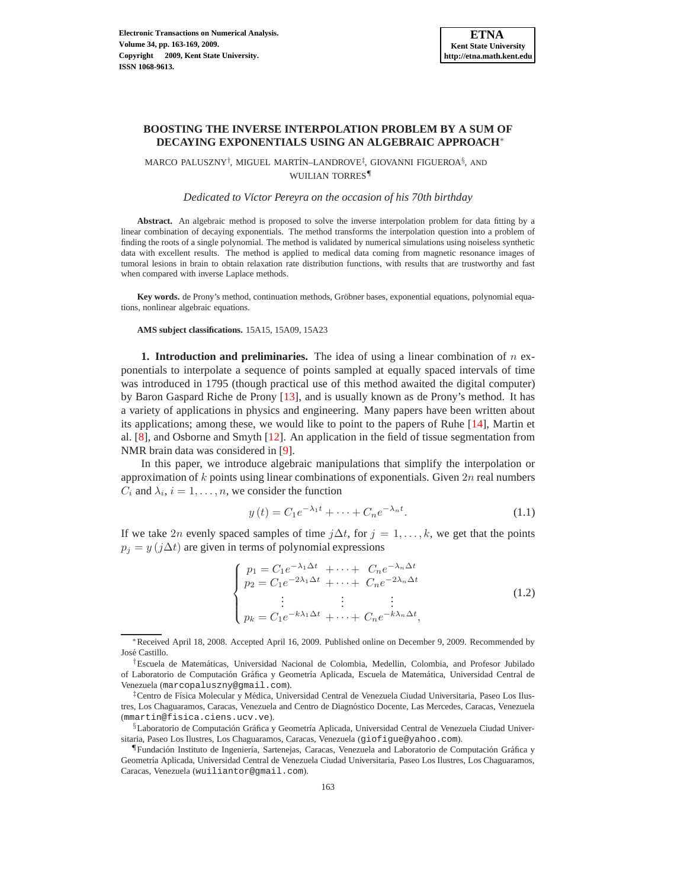# BOOSTING THE INVERSE INTERPOLATION PROBLEM BY A SUM OF DECAYING EXPONENTIALS USING AN ALGEBRAIC APPROACH*

MARCO PALUSZNY†, MIGUEL MARTÍN–LANDROVE‡, GIOVANNI FIGUEROA§, AND WUILIAN TORRES¶

*Dedicated to Víctor Pereyra on the occasion of his 70th birthday*

**Abstract.** An algebraic method is proposed to solve the inverse interpolation problem for data fitting by a linear combination of decaying exponentials. The method transforms the interpolation question into a problem of finding the roots of a single polynomial. The method is validated by numerical simulations using noiseless synthetic data with excellent results. The method is applied to medical data coming from magnetic resonance images of tumoral lesions in brain to obtain relaxation rate distribution functions, with results that are trustworthy and fast when compared with inverse Laplace methods.

**Key words.** de Prony's method, continuation methods, Gröbner bases, exponential equations, polynomial equations, nonlinear algebraic equations.

**AMS subject classifications.** 15A15, 15A09, 15A23

**1. Introduction and preliminaries.** The idea of using a linear combination of $n$ exponentials to interpolate a sequence of points sampled at equally spaced intervals of time was introduced in 1795 (though practical use of this method awaited the digital computer) by Baron Gaspard Riche de Prony [13], and is usually known as de Prony's method. It has a variety of applications in physics and engineering. Many papers have been written about its applications; among these, we would like to point to the papers of Ruhe [14], Martin et al. [8], and Osborne and Smyth [12]. An application in the field of tissue segmentation from NMR brain data was considered in [9].

In this paper, we introduce algebraic manipulations that simplify the interpolation or approximation of $k$ points using linear combinations of exponentials. Given $2n$ real numbers $C_i$ and $\lambda_i$, $i = 1, \ldots, n$, we consider the function

$$y(t) = C_1 e^{-\lambda_1 t} + \cdots + C_n e^{-\lambda_n t}. \tag{1.1}$$

If we take $2n$ evenly spaced samples of time $j\Delta t$, for $j = 1, \ldots, k$, we get that the points $p_j = y(j\Delta t)$ are given in terms of polynomial expressions

$$\begin{cases} p_1 = C_1 e^{-\lambda_1 \Delta t} + \cdots + C_n e^{-\lambda_n \Delta t} \\ p_2 = C_1 e^{-2\lambda_1 \Delta t} + \cdots + C_n e^{-2\lambda_n \Delta t} \\ \quad \vdots \qquad\qquad \vdots \qquad\qquad \vdots \\ p_k = C_1 e^{-k\lambda_1 \Delta t} + \cdots + C_n e^{-k\lambda_n \Delta t}, \end{cases} \tag{1.2}$$

---

*Received April 18, 2008. Accepted April 16, 2009. Published online on December 9, 2009. Recommended by José Castillo.

†Escuela de Matemáticas, Universidad Nacional de Colombia, Medellin, Colombia, and Profesor Jubilado of Laboratorio de Computación Gráfica y Geometría Aplicada, Escuela de Matemática, Universidad Central de Venezuela (marcopaluszny@gmail.com).

‡Centro de Física Molecular y Médica, Universidad Central de Venezuela Ciudad Universitaria, Paseo Los Ilustres, Los Chaguaramos, Caracas, Venezuela and Centro de Diagnóstico Docente, Las Mercedes, Caracas, Venezuela (mmartin@fisica.ciens.ucv.ve).

§Laboratorio de Computación Gráfica y Geometría Aplicada, Universidad Central de Venezuela Ciudad Universitaria, Paseo Los Ilustres, Los Chaguaramos, Caracas, Venezuela (giofigue@yahoo.com).

¶Fundación Instituto de Ingeniería, Sartenejas, Caracas, Venezuela and Laboratorio de Computación Gráfica y Geometría Aplicada, Universidad Central de Venezuela Ciudad Universitaria, Paseo Los Ilustres, Los Chaguaramos, Caracas, Venezuela (wuiliantor@gmail.com).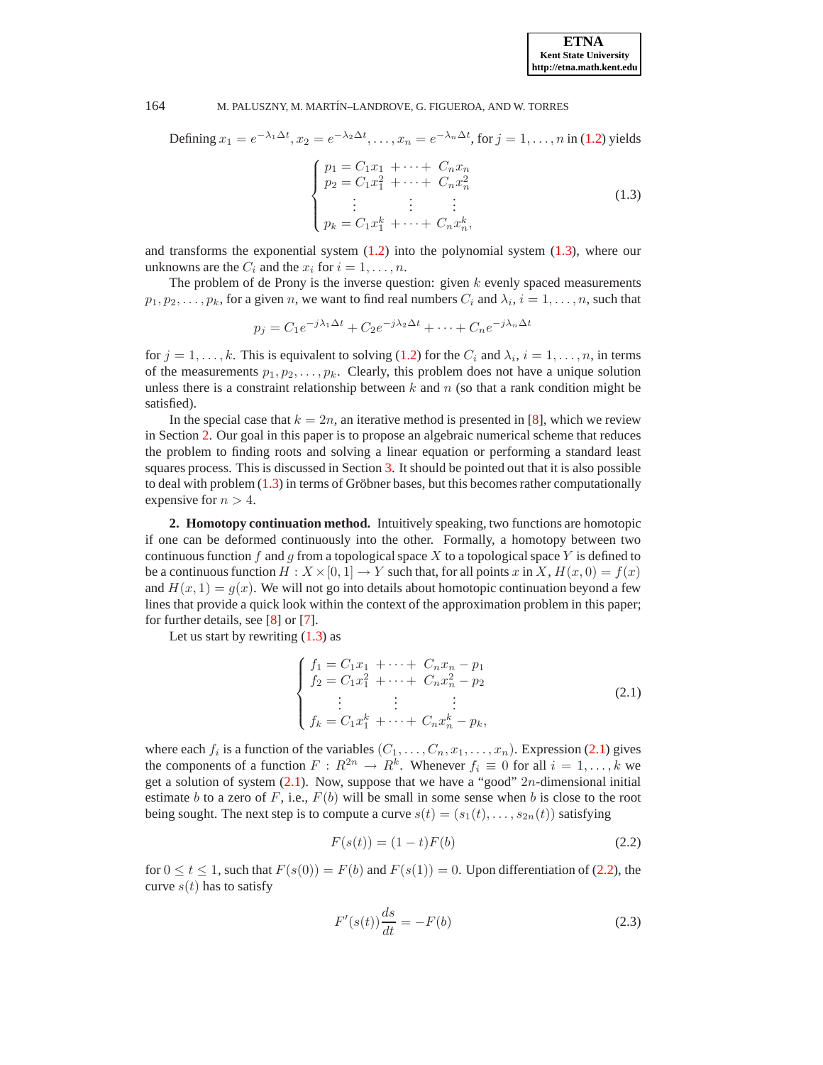Defining $x_1 = e^{-\lambda_1 \Delta t}, x_2 = e^{-\lambda_2 \Delta t}, \ldots, x_n = e^{-\lambda_n \Delta t}$, for $j = 1, \ldots, n$ in (1.2) yields

$$
\begin{cases}
p_1 = C_1 x_1 \ + \cdots + \ C_n x_n \\
p_2 = C_1 x_1^2 \ + \cdots + \ C_n x_n^2 \\
\quad \vdots \qquad\qquad \vdots \qquad\quad \vdots \\
p_k = C_1 x_1^k \ + \cdots + \ C_n x_n^k,
\end{cases}
\tag{1.3}
$$

and transforms the exponential system (1.2) into the polynomial system (1.3), where our unknowns are the $C_i$ and the $x_i$ for $i = 1, \ldots, n$.

The problem of de Prony is the inverse question: given $k$ evenly spaced measurements $p_1, p_2, \ldots, p_k$, for a given $n$, we want to find real numbers $C_i$ and $\lambda_i$, $i = 1, \ldots, n$, such that

$$
p_j = C_1 e^{-j\lambda_1 \Delta t} + C_2 e^{-j\lambda_2 \Delta t} + \cdots + C_n e^{-j\lambda_n \Delta t}
$$

for $j = 1, \ldots, k$. This is equivalent to solving (1.2) for the $C_i$ and $\lambda_i$, $i = 1, \ldots, n$, in terms of the measurements $p_1, p_2, \ldots, p_k$. Clearly, this problem does not have a unique solution unless there is a constraint relationship between $k$ and $n$ (so that a rank condition might be satisfied).

In the special case that $k = 2n$, an iterative method is presented in [8], which we review in Section 2. Our goal in this paper is to propose an algebraic numerical scheme that reduces the problem to finding roots and solving a linear equation or performing a standard least squares process. This is discussed in Section 3. It should be pointed out that it is also possible to deal with problem (1.3) in terms of Gröbner bases, but this becomes rather computationally expensive for $n > 4$.

**2. Homotopy continuation method.** Intuitively speaking, two functions are homotopic if one can be deformed continuously into the other. Formally, a homotopy between two continuous function $f$ and $g$ from a topological space $X$ to a topological space $Y$ is defined to be a continuous function $H : X \times [0, 1] \to Y$ such that, for all points $x$ in $X$, $H(x, 0) = f(x)$ and $H(x, 1) = g(x)$. We will not go into details about homotopic continuation beyond a few lines that provide a quick look within the context of the approximation problem in this paper; for further details, see [8] or [7].

Let us start by rewriting (1.3) as

$$
\begin{cases}
f_1 = C_1 x_1 \ + \cdots + \ C_n x_n - p_1 \\
f_2 = C_1 x_1^2 \ + \cdots + \ C_n x_n^2 - p_2 \\
\quad \vdots \qquad\qquad \vdots \qquad\quad \vdots \\
f_k = C_1 x_1^k \ + \cdots + \ C_n x_n^k - p_k,
\end{cases}
\tag{2.1}
$$

where each $f_i$ is a function of the variables $(C_1, \ldots, C_n, x_1, \ldots, x_n)$. Expression (2.1) gives the components of a function $F : R^{2n} \to R^k$. Whenever $f_i \equiv 0$ for all $i = 1, \ldots, k$ we get a solution of system (2.1). Now, suppose that we have a "good" $2n$-dimensional initial estimate $b$ to a zero of $F$, i.e., $F(b)$ will be small in some sense when $b$ is close to the root being sought. The next step is to compute a curve $s(t) = (s_1(t), \ldots, s_{2n}(t))$ satisfying

$$
F(s(t)) = (1 - t)F(b) \tag{2.2}
$$

for $0 \leq t \leq 1$, such that $F(s(0)) = F(b)$ and $F(s(1)) = 0$. Upon differentiation of (2.2), the curve $s(t)$ has to satisfy

$$
F'(s(t))\frac{ds}{dt} = -F(b) \tag{2.3}
$$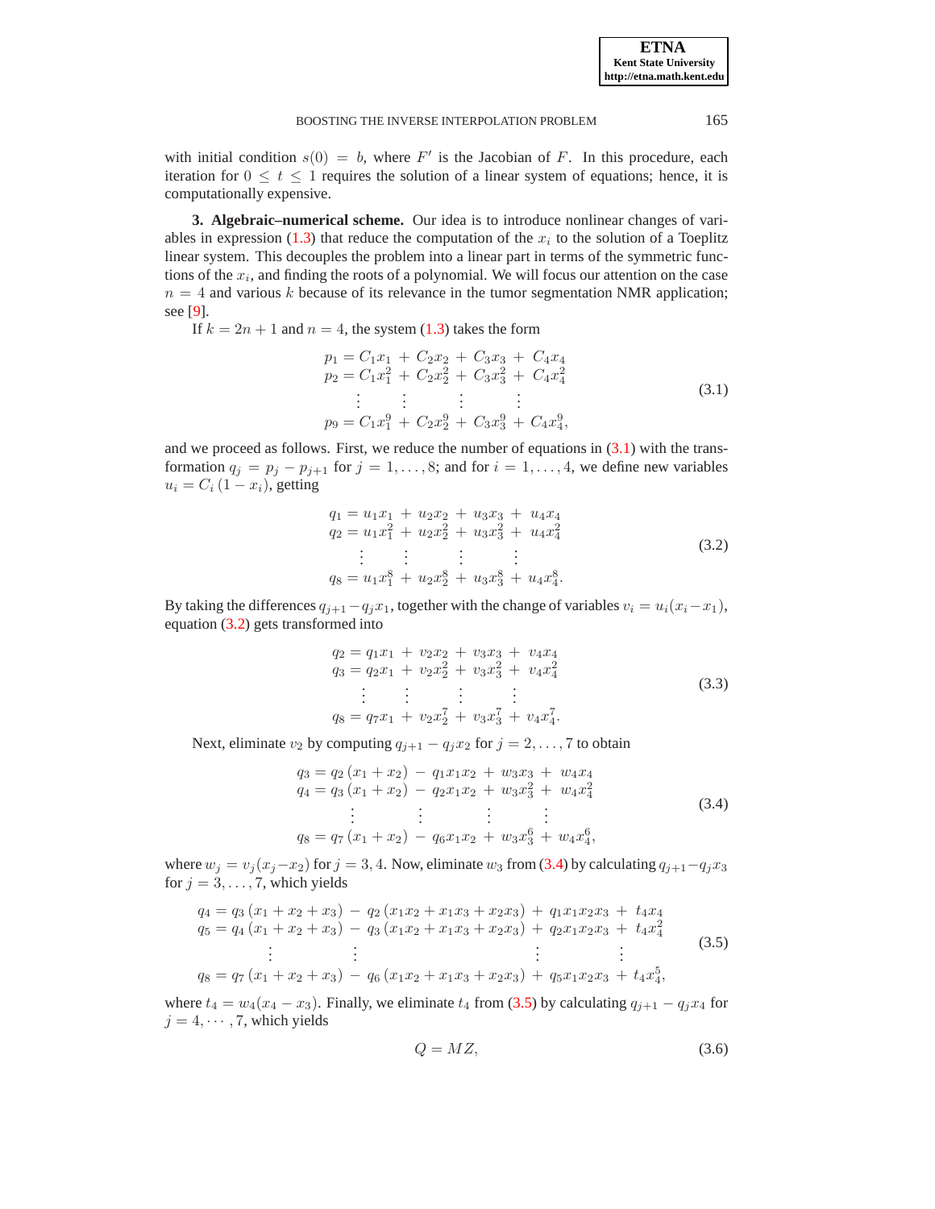with initial condition $s(0) = b$, where $F'$ is the Jacobian of $F$. In this procedure, each iteration for $0 \leq t \leq 1$ requires the solution of a linear system of equations; hence, it is computationally expensive.

## 3. Algebraic–numerical scheme.

Our idea is to introduce nonlinear changes of variables in expression (1.3) that reduce the computation of the $x_i$ to the solution of a Toeplitz linear system. This decouples the problem into a linear part in terms of the symmetric functions of the $x_i$, and finding the roots of a polynomial. We will focus our attention on the case $n = 4$ and various $k$ because of its relevance in the tumor segmentation NMR application; see [9].

If $k = 2n + 1$ and $n = 4$, the system (1.3) takes the form

$$
\begin{aligned}
p_1 &= C_1 x_1 + C_2 x_2 + C_3 x_3 + C_4 x_4 \\
p_2 &= C_1 x_1^2 + C_2 x_2^2 + C_3 x_3^2 + C_4 x_4^2 \\
&\vdots \\
p_9 &= C_1 x_1^9 + C_2 x_2^9 + C_3 x_3^9 + C_4 x_4^9,
\end{aligned}
\tag{3.1}
$$

and we proceed as follows. First, we reduce the number of equations in (3.1) with the transformation $q_j = p_j - p_{j+1}$ for $j = 1, \ldots, 8$; and for $i = 1, \ldots, 4$, we define new variables $u_i = C_i\,(1 - x_i)$, getting

$$
\begin{aligned}
q_1 &= u_1 x_1 + u_2 x_2 + u_3 x_3 + u_4 x_4 \\
q_2 &= u_1 x_1^2 + u_2 x_2^2 + u_3 x_3^2 + u_4 x_4^2 \\
&\vdots \\
q_8 &= u_1 x_1^8 + u_2 x_2^8 + u_3 x_3^8 + u_4 x_4^8.
\end{aligned}
\tag{3.2}
$$

By taking the differences $q_{j+1} - q_j x_1$, together with the change of variables $v_i = u_i(x_i - x_1)$, equation (3.2) gets transformed into

$$
\begin{aligned}
q_2 &= q_1 x_1 + v_2 x_2 + v_3 x_3 + v_4 x_4 \\
q_3 &= q_2 x_1 + v_2 x_2^2 + v_3 x_3^2 + v_4 x_4^2 \\
&\vdots \\
q_8 &= q_7 x_1 + v_2 x_2^7 + v_3 x_3^7 + v_4 x_4^7.
\end{aligned}
\tag{3.3}
$$

Next, eliminate $v_2$ by computing $q_{j+1} - q_j x_2$ for $j = 2, \ldots, 7$ to obtain

$$
\begin{aligned}
q_3 &= q_2\,(x_1 + x_2) - q_1 x_1 x_2 + w_3 x_3 + w_4 x_4 \\
q_4 &= q_3\,(x_1 + x_2) - q_2 x_1 x_2 + w_3 x_3^2 + w_4 x_4^2 \\
&\vdots \\
q_8 &= q_7\,(x_1 + x_2) - q_6 x_1 x_2 + w_3 x_3^6 + w_4 x_4^6,
\end{aligned}
\tag{3.4}
$$

where $w_j = v_j(x_j - x_2)$ for $j = 3, 4$. Now, eliminate $w_3$ from (3.4) by calculating $q_{j+1} - q_j x_3$ for $j = 3, \ldots, 7$, which yields

$$
\begin{aligned}
q_4 &= q_3\,(x_1 + x_2 + x_3) - q_2\,(x_1 x_2 + x_1 x_3 + x_2 x_3) + q_1 x_1 x_2 x_3 + t_4 x_4 \\
q_5 &= q_4\,(x_1 + x_2 + x_3) - q_3\,(x_1 x_2 + x_1 x_3 + x_2 x_3) + q_2 x_1 x_2 x_3 + t_4 x_4^2 \\
&\vdots \\
q_8 &= q_7\,(x_1 + x_2 + x_3) - q_6\,(x_1 x_2 + x_1 x_3 + x_2 x_3) + q_5 x_1 x_2 x_3 + t_4 x_4^5,
\end{aligned}
\tag{3.5}
$$

where $t_4 = w_4(x_4 - x_3)$. Finally, we eliminate $t_4$ from (3.5) by calculating $q_{j+1} - q_j x_4$ for $j = 4, \cdots, 7$, which yields

$$
Q = MZ,
\tag{3.6}
$$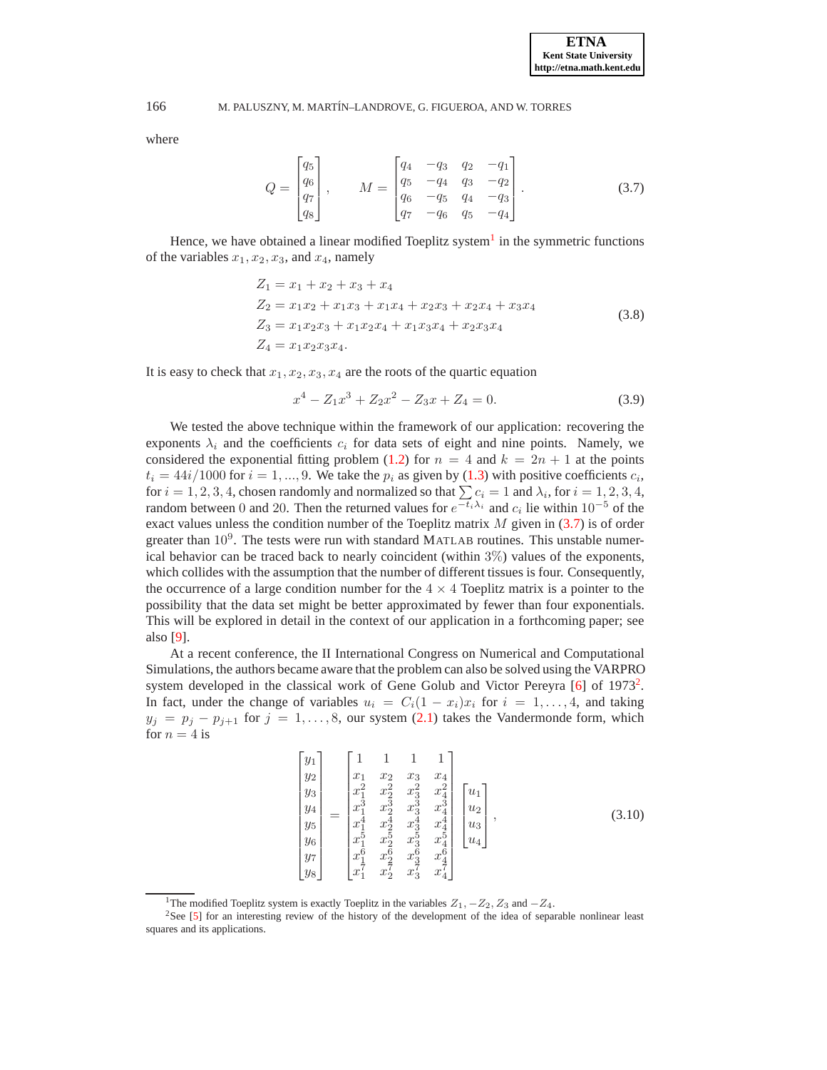where

$$
Q = \begin{bmatrix} q_5 \\ q_6 \\ q_7 \\ q_8 \end{bmatrix}, \qquad M = \begin{bmatrix} q_4 & -q_3 & q_2 & -q_1 \\ q_5 & -q_4 & q_3 & -q_2 \\ q_6 & -q_5 & q_4 & -q_3 \\ q_7 & -q_6 & q_5 & -q_4 \end{bmatrix}. \tag{3.7}
$$

Hence, we have obtained a linear modified Toeplitz system[1] in the symmetric functions of the variables $x_1, x_2, x_3$, and $x_4$, namely

$$
\begin{aligned}
Z_1 &= x_1 + x_2 + x_3 + x_4 \\
Z_2 &= x_1x_2 + x_1x_3 + x_1x_4 + x_2x_3 + x_2x_4 + x_3x_4 \\
Z_3 &= x_1x_2x_3 + x_1x_2x_4 + x_1x_3x_4 + x_2x_3x_4 \\
Z_4 &= x_1x_2x_3x_4.
\end{aligned} \tag{3.8}
$$

It is easy to check that $x_1, x_2, x_3, x_4$ are the roots of the quartic equation

$$
x^4 - Z_1x^3 + Z_2x^2 - Z_3x + Z_4 = 0. \tag{3.9}
$$

We tested the above technique within the framework of our application: recovering the exponents $\lambda_i$ and the coefficients $c_i$ for data sets of eight and nine points. Namely, we considered the exponential fitting problem (1.2) for $n = 4$ and $k = 2n + 1$ at the points $t_i = 44i/1000$ for $i = 1, ..., 9$. We take the $p_i$ as given by (1.3) with positive coefficients $c_i$, for $i = 1, 2, 3, 4$, chosen randomly and normalized so that $\sum c_i = 1$ and $\lambda_i$, for $i = 1, 2, 3, 4$, random between 0 and 20. Then the returned values for $e^{-t_i\lambda_i}$ and $c_i$ lie within $10^{-5}$ of the exact values unless the condition number of the Toeplitz matrix $M$ given in (3.7) is of order greater than $10^9$. The tests were run with standard MATLAB routines. This unstable numerical behavior can be traced back to nearly coincident (within 3%) values of the exponents, which collides with the assumption that the number of different tissues is four. Consequently, the occurrence of a large condition number for the $4 \times 4$ Toeplitz matrix is a pointer to the possibility that the data set might be better approximated by fewer than four exponentials. This will be explored in detail in the context of our application in a forthcoming paper; see also [9].

At a recent conference, the II International Congress on Numerical and Computational Simulations, the authors became aware that the problem can also be solved using the VARPRO system developed in the classical work of Gene Golub and Victor Pereyra [6] of 1973[2]. In fact, under the change of variables $u_i = C_i(1 - x_i)x_i$ for $i = 1, \ldots, 4$, and taking $y_j = p_j - p_{j+1}$ for $j = 1, \ldots, 8$, our system (2.1) takes the Vandermonde form, which for $n = 4$ is

$$
\begin{bmatrix} y_1 \\ y_2 \\ y_3 \\ y_4 \\ y_5 \\ y_6 \\ y_7 \\ y_8 \end{bmatrix} = \begin{bmatrix} 1 & 1 & 1 & 1 \\ x_1 & x_2 & x_3 & x_4 \\ x_1^2 & x_2^2 & x_3^2 & x_4^2 \\ x_1^3 & x_2^3 & x_3^3 & x_4^3 \\ x_1^4 & x_2^4 & x_3^4 & x_4^4 \\ x_1^5 & x_2^5 & x_3^5 & x_4^5 \\ x_1^6 & x_2^6 & x_3^6 & x_4^6 \\ x_1^7 & x_2^7 & x_3^7 & x_4^7 \end{bmatrix} \begin{bmatrix} u_1 \\ u_2 \\ u_3 \\ u_4 \end{bmatrix}, \tag{3.10}
$$

[1] The modified Toeplitz system is exactly Toeplitz in the variables $Z_1, -Z_2, Z_3$ and $-Z_4$.

[2] See [5] for an interesting review of the history of the development of the idea of separable nonlinear least squares and its applications.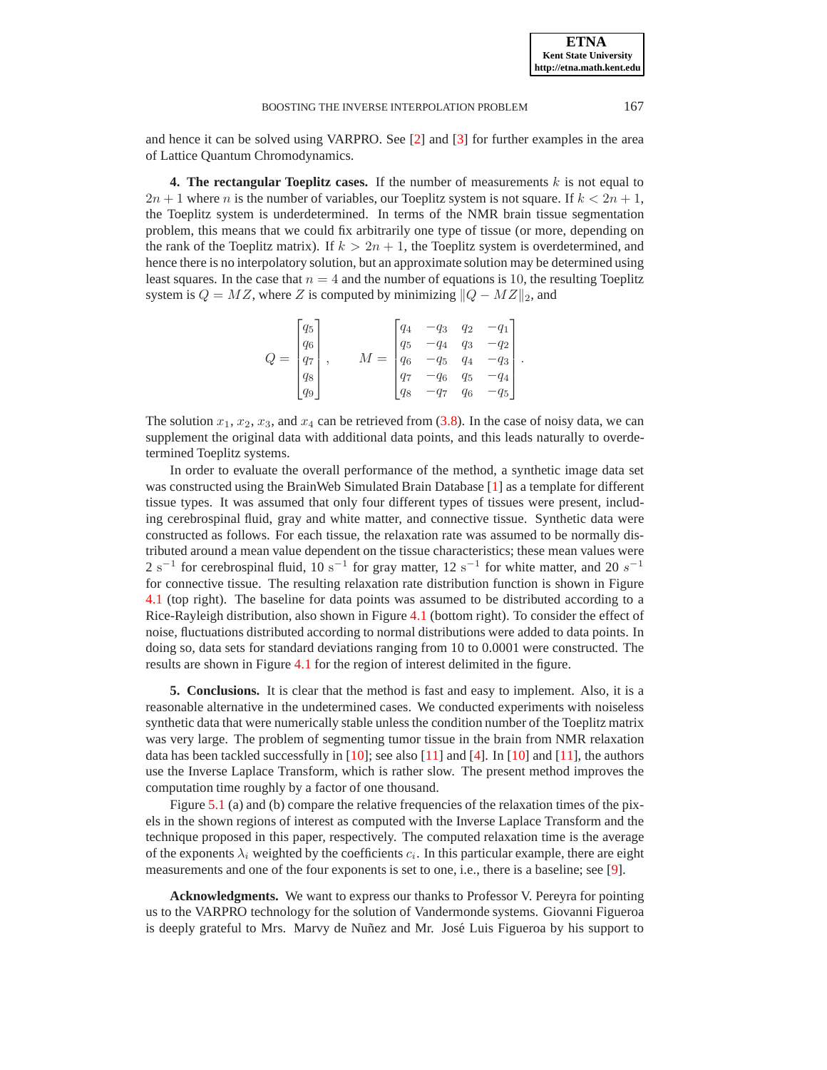and hence it can be solved using VARPRO. See [2] and [3] for further examples in the area of Lattice Quantum Chromodynamics.

**4. The rectangular Toeplitz cases.** If the number of measurements $k$ is not equal to $2n+1$ where $n$ is the number of variables, our Toeplitz system is not square. If $k < 2n+1$, the Toeplitz system is underdetermined. In terms of the NMR brain tissue segmentation problem, this means that we could fix arbitrarily one type of tissue (or more, depending on the rank of the Toeplitz matrix). If $k > 2n+1$, the Toeplitz system is overdetermined, and hence there is no interpolatory solution, but an approximate solution may be determined using least squares. In the case that $n = 4$ and the number of equations is 10, the resulting Toeplitz system is $Q = MZ$, where $Z$ is computed by minimizing $\|Q - MZ\|_2$, and

$$Q = \begin{bmatrix} q_5 \\ q_6 \\ q_7 \\ q_8 \\ q_9 \end{bmatrix}, \qquad M = \begin{bmatrix} q_4 & -q_3 & q_2 & -q_1 \\ q_5 & -q_4 & q_3 & -q_2 \\ q_6 & -q_5 & q_4 & -q_3 \\ q_7 & -q_6 & q_5 & -q_4 \\ q_8 & -q_7 & q_6 & -q_5 \end{bmatrix}.$$

The solution $x_1$, $x_2$, $x_3$, and $x_4$ can be retrieved from (3.8). In the case of noisy data, we can supplement the original data with additional data points, and this leads naturally to overdetermined Toeplitz systems.

In order to evaluate the overall performance of the method, a synthetic image data set was constructed using the BrainWeb Simulated Brain Database [1] as a template for different tissue types. It was assumed that only four different types of tissues were present, including cerebrospinal fluid, gray and white matter, and connective tissue. Synthetic data were constructed as follows. For each tissue, the relaxation rate was assumed to be normally distributed around a mean value dependent on the tissue characteristics; these mean values were $2\ \mathrm{s}^{-1}$ for cerebrospinal fluid, $10\ \mathrm{s}^{-1}$ for gray matter, $12\ \mathrm{s}^{-1}$ for white matter, and $20\ s^{-1}$ for connective tissue. The resulting relaxation rate distribution function is shown in Figure 4.1 (top right). The baseline for data points was assumed to be distributed according to a Rice-Rayleigh distribution, also shown in Figure 4.1 (bottom right). To consider the effect of noise, fluctuations distributed according to normal distributions were added to data points. In doing so, data sets for standard deviations ranging from 10 to 0.0001 were constructed. The results are shown in Figure 4.1 for the region of interest delimited in the figure.

**5. Conclusions.** It is clear that the method is fast and easy to implement. Also, it is a reasonable alternative in the undetermined cases. We conducted experiments with noiseless synthetic data that were numerically stable unless the condition number of the Toeplitz matrix was very large. The problem of segmenting tumor tissue in the brain from NMR relaxation data has been tackled successfully in [10]; see also [11] and [4]. In [10] and [11], the authors use the Inverse Laplace Transform, which is rather slow. The present method improves the computation time roughly by a factor of one thousand.

Figure 5.1 (a) and (b) compare the relative frequencies of the relaxation times of the pixels in the shown regions of interest as computed with the Inverse Laplace Transform and the technique proposed in this paper, respectively. The computed relaxation time is the average of the exponents $\lambda_i$ weighted by the coefficients $c_i$. In this particular example, there are eight measurements and one of the four exponents is set to one, i.e., there is a baseline; see [9].

**Acknowledgments.** We want to express our thanks to Professor V. Pereyra for pointing us to the VARPRO technology for the solution of Vandermonde systems. Giovanni Figueroa is deeply grateful to Mrs. Marvy de Nuñez and Mr. José Luis Figueroa by his support to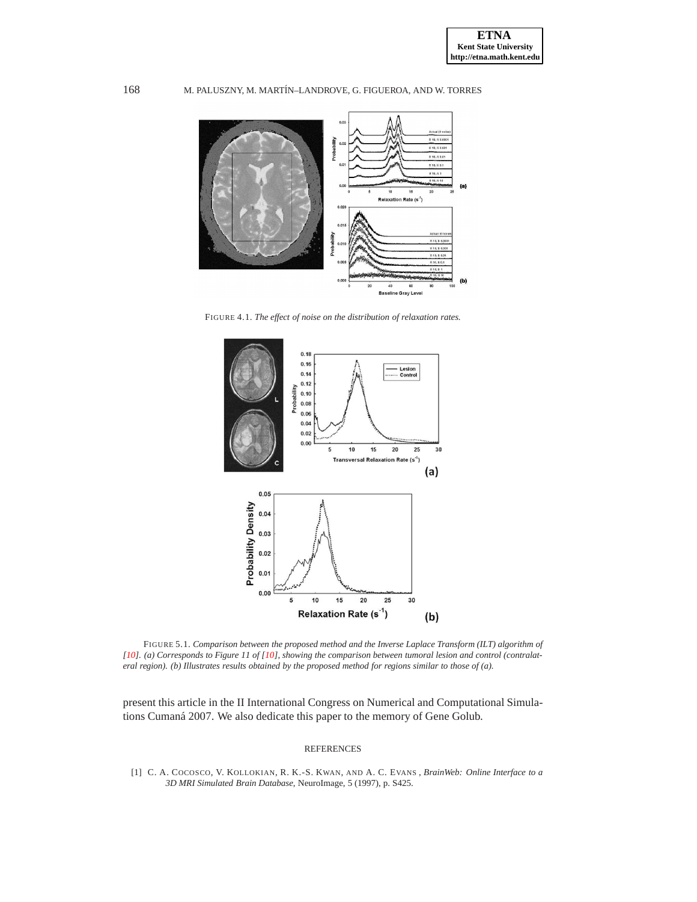FIGURE 4.1. *The effect of noise on the distribution of relaxation rates.*

FIGURE 5.1. *Comparison between the proposed method and the Inverse Laplace Transform (ILT) algorithm of [10]. (a) Corresponds to Figure 11 of [10], showing the comparison between tumoral lesion and control (contralateral region). (b) Illustrates results obtained by the proposed method for regions similar to those of (a).*

present this article in the II International Congress on Numerical and Computational Simulations Cumaná 2007. We also dedicate this paper to the memory of Gene Golub.

## REFERENCES

[1] C. A. COCOSCO, V. KOLLOKIAN, R. K.-S. KWAN, AND A. C. EVANS , *BrainWeb: Online Interface to a 3D MRI Simulated Brain Database*, NeuroImage, 5 (1997), p. S425.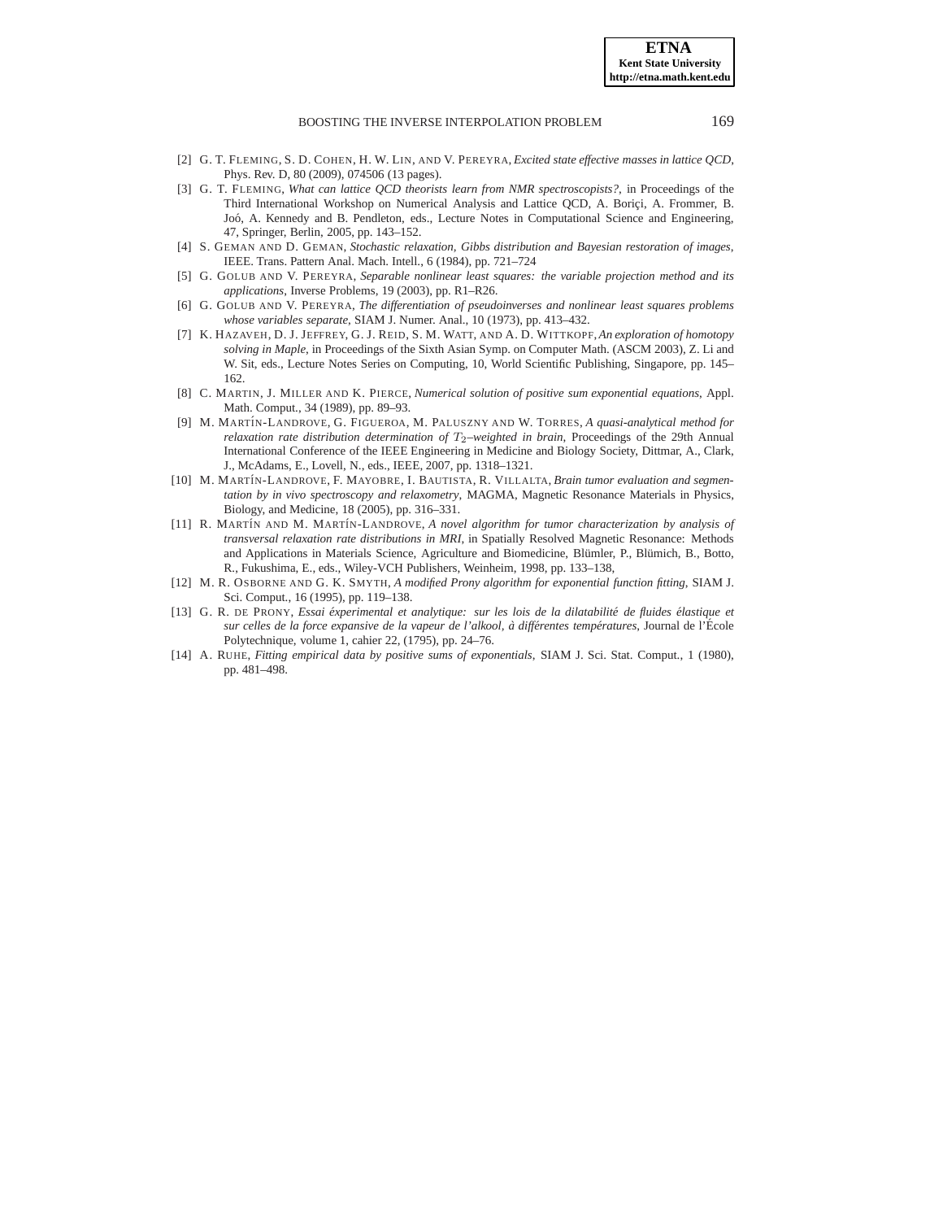[2] G. T. Fleming, S. D. Cohen, H. W. Lin, and V. Pereyra, *Excited state effective masses in lattice QCD*, Phys. Rev. D, 80 (2009), 074506 (13 pages).

[3] G. T. Fleming, *What can lattice QCD theorists learn from NMR spectroscopists?*, in Proceedings of the Third International Workshop on Numerical Analysis and Lattice QCD, A. Boriçi, A. Frommer, B. Joó, A. Kennedy and B. Pendleton, eds., Lecture Notes in Computational Science and Engineering, 47, Springer, Berlin, 2005, pp. 143–152.

[4] S. Geman and D. Geman, *Stochastic relaxation, Gibbs distribution and Bayesian restoration of images*, IEEE. Trans. Pattern Anal. Mach. Intell., 6 (1984), pp. 721–724

[5] G. Golub and V. Pereyra, *Separable nonlinear least squares: the variable projection method and its applications*, Inverse Problems, 19 (2003), pp. R1–R26.

[6] G. Golub and V. Pereyra, *The differentiation of pseudoinverses and nonlinear least squares problems whose variables separate*, SIAM J. Numer. Anal., 10 (1973), pp. 413–432.

[7] K. Hazaveh, D. J. Jeffrey, G. J. Reid, S. M. Watt, and A. D. Wittkopf, *An exploration of homotopy solving in Maple*, in Proceedings of the Sixth Asian Symp. on Computer Math. (ASCM 2003), Z. Li and W. Sit, eds., Lecture Notes Series on Computing, 10, World Scientific Publishing, Singapore, pp. 145–162.

[8] C. Martin, J. Miller and K. Pierce, *Numerical solution of positive sum exponential equations*, Appl. Math. Comput., 34 (1989), pp. 89–93.

[9] M. Martín-Landrove, G. Figueroa, M. Paluszny and W. Torres, *A quasi-analytical method for relaxation rate distribution determination of $T_2$–weighted in brain*, Proceedings of the 29th Annual International Conference of the IEEE Engineering in Medicine and Biology Society, Dittmar, A., Clark, J., McAdams, E., Lovell, N., eds., IEEE, 2007, pp. 1318–1321.

[10] M. Martín-Landrove, F. Mayobre, I. Bautista, R. Villalta, *Brain tumor evaluation and segmentation by in vivo spectroscopy and relaxometry*, MAGMA, Magnetic Resonance Materials in Physics, Biology, and Medicine, 18 (2005), pp. 316–331.

[11] R. Martín and M. Martín-Landrove, *A novel algorithm for tumor characterization by analysis of transversal relaxation rate distributions in MRI*, in Spatially Resolved Magnetic Resonance: Methods and Applications in Materials Science, Agriculture and Biomedicine, Blümler, P., Blümich, B., Botto, R., Fukushima, E., eds., Wiley-VCH Publishers, Weinheim, 1998, pp. 133–138,

[12] M. R. Osborne and G. K. Smyth, *A modified Prony algorithm for exponential function fitting*, SIAM J. Sci. Comput., 16 (1995), pp. 119–138.

[13] G. R. de Prony, *Essai éxperimental et analytique: sur les lois de la dilatabilité de fluides élastique et sur celles de la force expansive de la vapeur de l'alkool, à différentes températures*, Journal de l'École Polytechnique, volume 1, cahier 22, (1795), pp. 24–76.

[14] A. Ruhe, *Fitting empirical data by positive sums of exponentials*, SIAM J. Sci. Stat. Comput., 1 (1980), pp. 481–498.